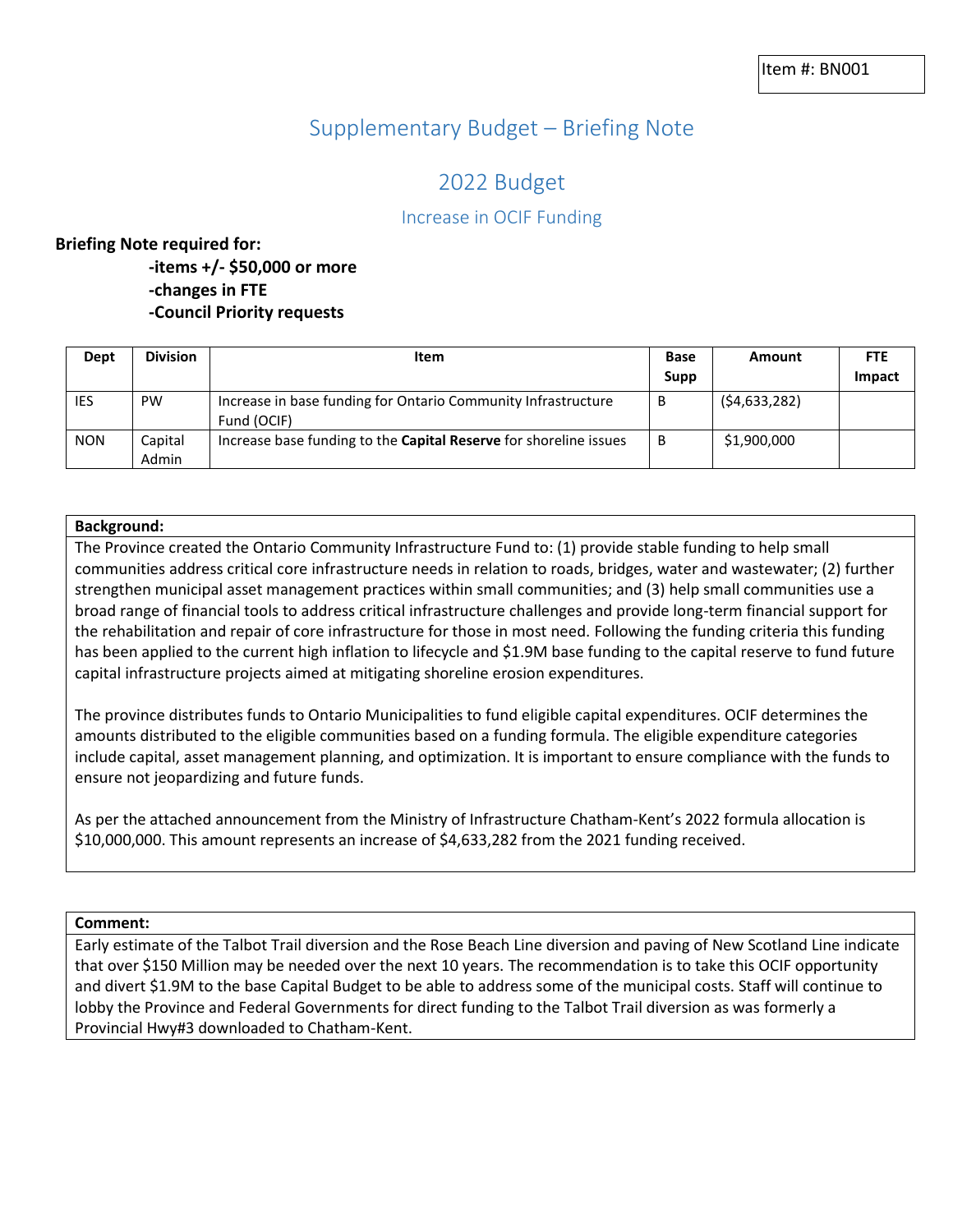Item #: BN001

# Supplementary Budget – Briefing Note

## 2022 Budget

### Increase in OCIF Funding

**Briefing Note required for:**

**-items +/- $50,000 or more**
**-changes in FTE**
**-Council Priority requests**

| Dept | Division | Item | Base Supp | Amount | FTE Impact |
|---|---|---|---|---|---|
| IES | PW | Increase in base funding for Ontario Community Infrastructure Fund (OCIF) | B | ($4,633,282) | |
| NON | Capital Admin | Increase base funding to the **Capital Reserve** for shoreline issues | B | $1,900,000 | |

**Background:**

The Province created the Ontario Community Infrastructure Fund to: (1) provide stable funding to help small communities address critical core infrastructure needs in relation to roads, bridges, water and wastewater; (2) further strengthen municipal asset management practices within small communities; and (3) help small communities use a broad range of financial tools to address critical infrastructure challenges and provide long-term financial support for the rehabilitation and repair of core infrastructure for those in most need. Following the funding criteria this funding has been applied to the current high inflation to lifecycle and $1.9M base funding to the capital reserve to fund future capital infrastructure projects aimed at mitigating shoreline erosion expenditures.

The province distributes funds to Ontario Municipalities to fund eligible capital expenditures. OCIF determines the amounts distributed to the eligible communities based on a funding formula. The eligible expenditure categories include capital, asset management planning, and optimization. It is important to ensure compliance with the funds to ensure not jeopardizing and future funds.

As per the attached announcement from the Ministry of Infrastructure Chatham-Kent's 2022 formula allocation is $10,000,000. This amount represents an increase of $4,633,282 from the 2021 funding received.

**Comment:**

Early estimate of the Talbot Trail diversion and the Rose Beach Line diversion and paving of New Scotland Line indicate that over $150 Million may be needed over the next 10 years. The recommendation is to take this OCIF opportunity and divert $1.9M to the base Capital Budget to be able to address some of the municipal costs. Staff will continue to lobby the Province and Federal Governments for direct funding to the Talbot Trail diversion as was formerly a Provincial Hwy#3 downloaded to Chatham-Kent.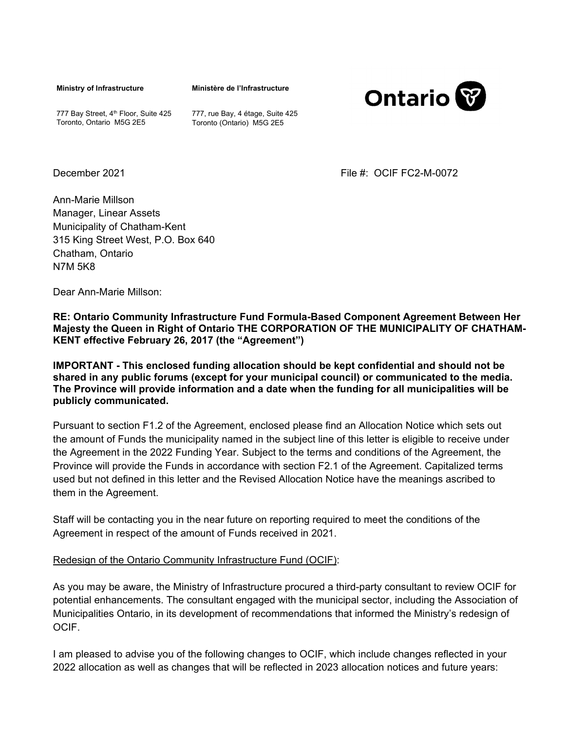**Ministry of Infrastructure**

777 Bay Street, 4th Floor, Suite 425
Toronto, Ontario M5G 2E5

**Ministère de l'Infrastructure**

777, rue Bay, 4 étage, Suite 425
Toronto (Ontario) M5G 2E5

Ontario

December 2021

File #: OCIF FC2-M-0072

Ann-Marie Millson
Manager, Linear Assets
Municipality of Chatham-Kent
315 King Street West, P.O. Box 640
Chatham, Ontario
N7M 5K8

Dear Ann-Marie Millson:

**RE: Ontario Community Infrastructure Fund Formula-Based Component Agreement Between Her Majesty the Queen in Right of Ontario THE CORPORATION OF THE MUNICIPALITY OF CHATHAM-KENT effective February 26, 2017 (the "Agreement")**

**IMPORTANT - This enclosed funding allocation should be kept confidential and should not be shared in any public forums (except for your municipal council) or communicated to the media. The Province will provide information and a date when the funding for all municipalities will be publicly communicated.**

Pursuant to section F1.2 of the Agreement, enclosed please find an Allocation Notice which sets out the amount of Funds the municipality named in the subject line of this letter is eligible to receive under the Agreement in the 2022 Funding Year. Subject to the terms and conditions of the Agreement, the Province will provide the Funds in accordance with section F2.1 of the Agreement. Capitalized terms used but not defined in this letter and the Revised Allocation Notice have the meanings ascribed to them in the Agreement.

Staff will be contacting you in the near future on reporting required to meet the conditions of the Agreement in respect of the amount of Funds received in 2021.

<u>Redesign of the Ontario Community Infrastructure Fund (OCIF)</u>:

As you may be aware, the Ministry of Infrastructure procured a third-party consultant to review OCIF for potential enhancements. The consultant engaged with the municipal sector, including the Association of Municipalities Ontario, in its development of recommendations that informed the Ministry's redesign of OCIF.

I am pleased to advise you of the following changes to OCIF, which include changes reflected in your 2022 allocation as well as changes that will be reflected in 2023 allocation notices and future years: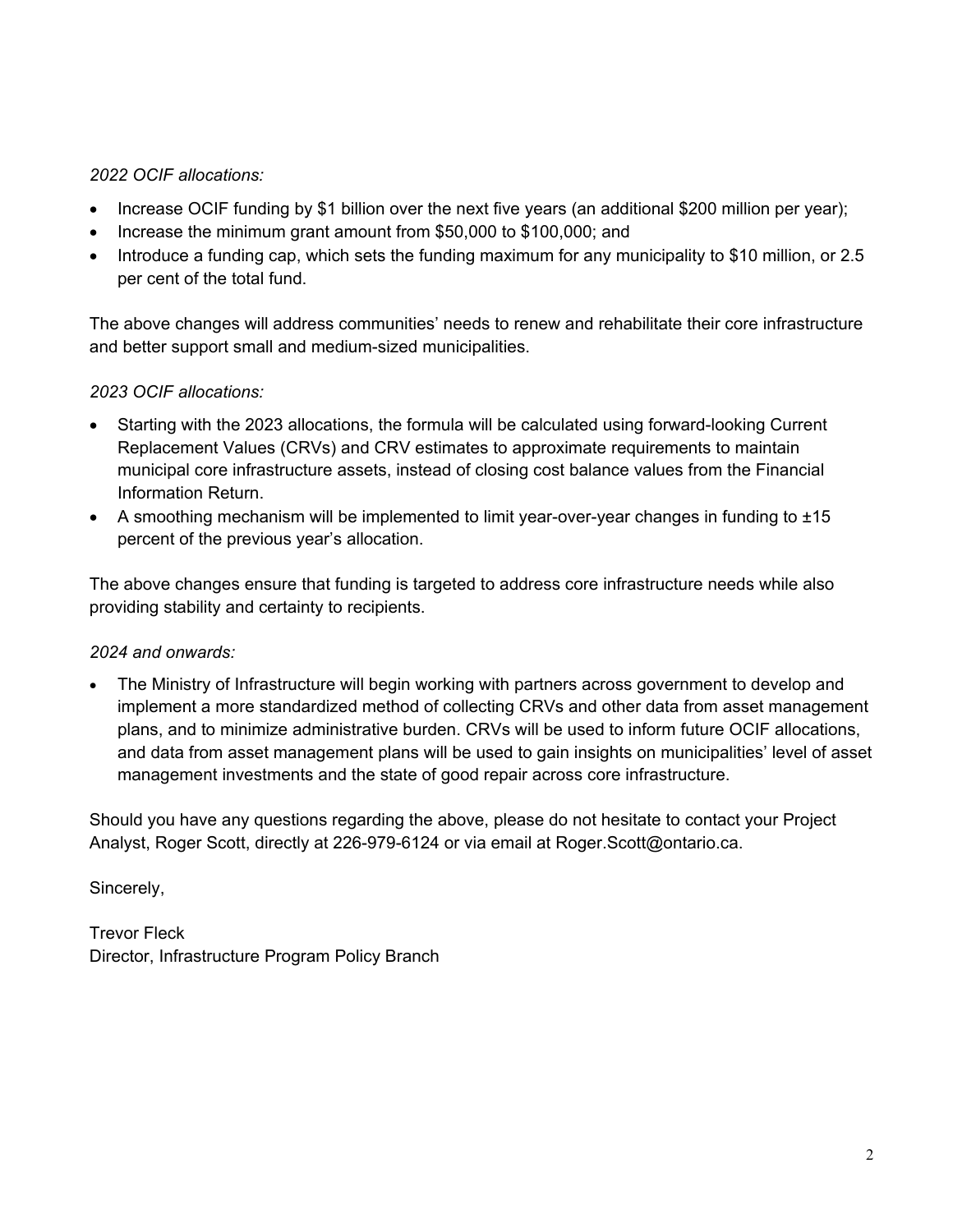*2022 OCIF allocations:*

- Increase OCIF funding by $1 billion over the next five years (an additional $200 million per year);
- Increase the minimum grant amount from $50,000 to $100,000; and
- Introduce a funding cap, which sets the funding maximum for any municipality to $10 million, or 2.5 per cent of the total fund.

The above changes will address communities' needs to renew and rehabilitate their core infrastructure and better support small and medium-sized municipalities.

*2023 OCIF allocations:*

- Starting with the 2023 allocations, the formula will be calculated using forward-looking Current Replacement Values (CRVs) and CRV estimates to approximate requirements to maintain municipal core infrastructure assets, instead of closing cost balance values from the Financial Information Return.
- A smoothing mechanism will be implemented to limit year-over-year changes in funding to ±15 percent of the previous year's allocation.

The above changes ensure that funding is targeted to address core infrastructure needs while also providing stability and certainty to recipients.

*2024 and onwards:*

- The Ministry of Infrastructure will begin working with partners across government to develop and implement a more standardized method of collecting CRVs and other data from asset management plans, and to minimize administrative burden. CRVs will be used to inform future OCIF allocations, and data from asset management plans will be used to gain insights on municipalities' level of asset management investments and the state of good repair across core infrastructure.

Should you have any questions regarding the above, please do not hesitate to contact your Project Analyst, Roger Scott, directly at 226-979-6124 or via email at Roger.Scott@ontario.ca.

Sincerely,

Trevor Fleck
Director, Infrastructure Program Policy Branch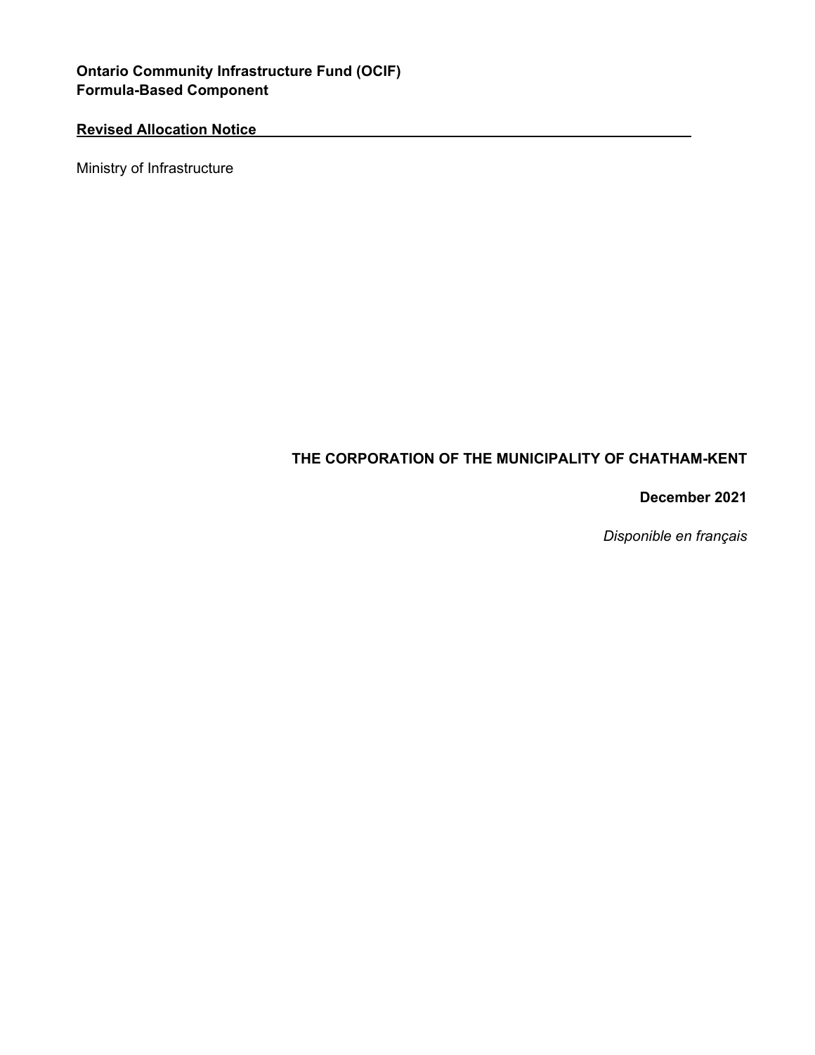**Ontario Community Infrastructure Fund (OCIF)**
**Formula-Based Component**

**Revised Allocation Notice**

Ministry of Infrastructure

**THE CORPORATION OF THE MUNICIPALITY OF CHATHAM-KENT**

**December 2021**

*Disponible en français*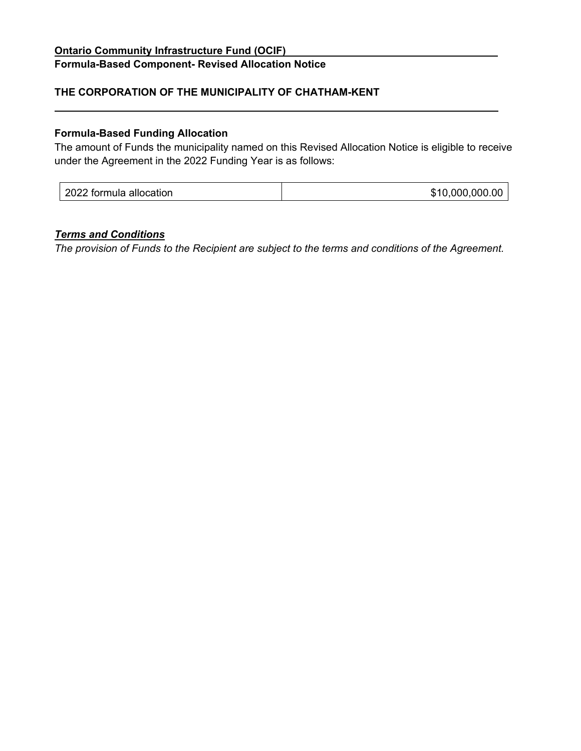**Ontario Community Infrastructure Fund (OCIF)**
**Formula-Based Component- Revised Allocation Notice**

**THE CORPORATION OF THE MUNICIPALITY OF CHATHAM-KENT**

**Formula-Based Funding Allocation**

The amount of Funds the municipality named on this Revised Allocation Notice is eligible to receive under the Agreement in the 2022 Funding Year is as follows:

| | |
|---|---|
| 2022 formula allocation | $10,000,000.00 |

***Terms and Conditions***

*The provision of Funds to the Recipient are subject to the terms and conditions of the Agreement.*